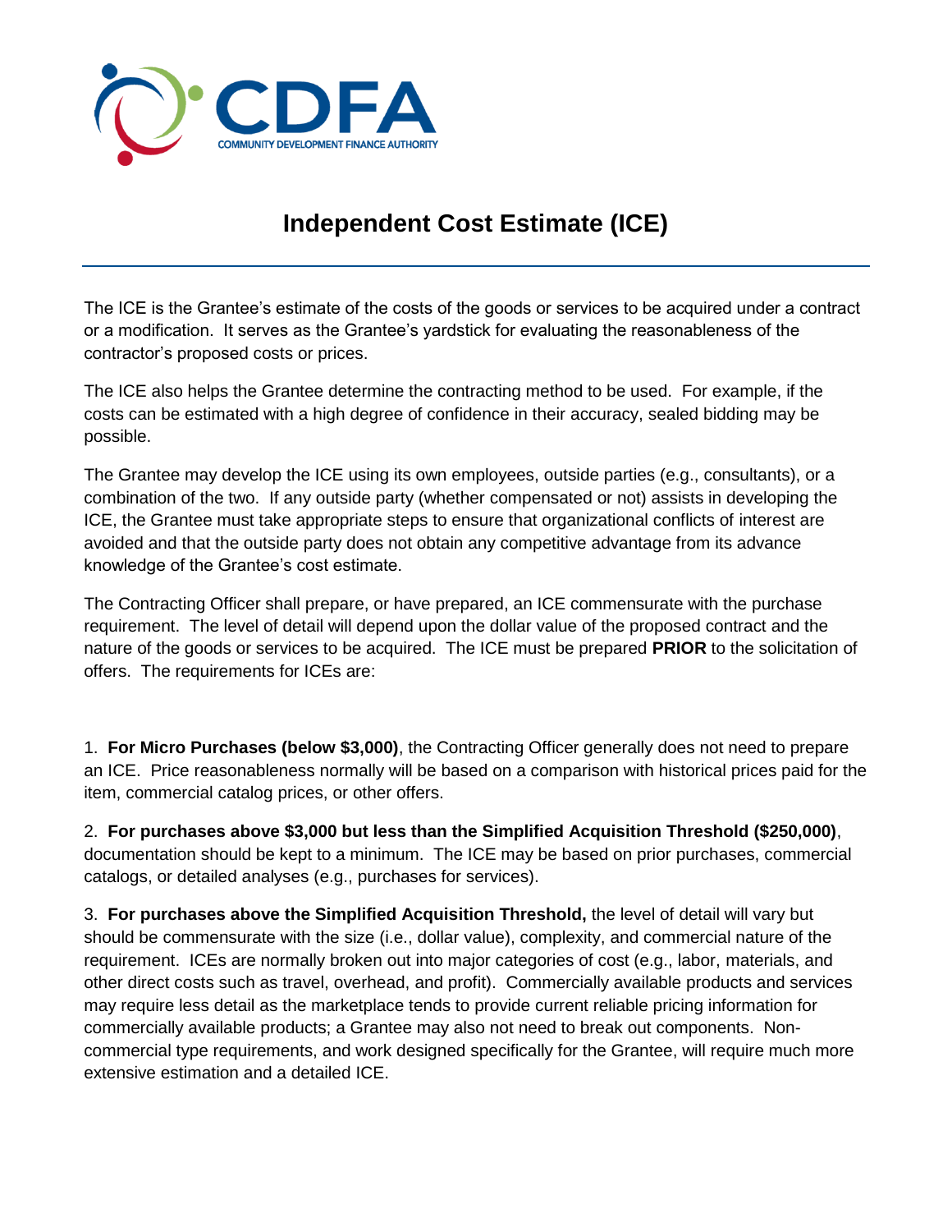CDFA

COMMUNITY DEVELOPMENT FINANCE AUTHORITY

# Independent Cost Estimate (ICE)

The ICE is the Grantee's estimate of the costs of the goods or services to be acquired under a contract or a modification. It serves as the Grantee's yardstick for evaluating the reasonableness of the contractor's proposed costs or prices.

The ICE also helps the Grantee determine the contracting method to be used. For example, if the costs can be estimated with a high degree of confidence in their accuracy, sealed bidding may be possible.

The Grantee may develop the ICE using its own employees, outside parties (e.g., consultants), or a combination of the two. If any outside party (whether compensated or not) assists in developing the ICE, the Grantee must take appropriate steps to ensure that organizational conflicts of interest are avoided and that the outside party does not obtain any competitive advantage from its advance knowledge of the Grantee's cost estimate.

The Contracting Officer shall prepare, or have prepared, an ICE commensurate with the purchase requirement. The level of detail will depend upon the dollar value of the proposed contract and the nature of the goods or services to be acquired. The ICE must be prepared **PRIOR** to the solicitation of offers. The requirements for ICEs are:

1. **For Micro Purchases (below $3,000)**, the Contracting Officer generally does not need to prepare an ICE. Price reasonableness normally will be based on a comparison with historical prices paid for the item, commercial catalog prices, or other offers.

2. **For purchases above $3,000 but less than the Simplified Acquisition Threshold ($250,000)**, documentation should be kept to a minimum. The ICE may be based on prior purchases, commercial catalogs, or detailed analyses (e.g., purchases for services).

3. **For purchases above the Simplified Acquisition Threshold,** the level of detail will vary but should be commensurate with the size (i.e., dollar value), complexity, and commercial nature of the requirement. ICEs are normally broken out into major categories of cost (e.g., labor, materials, and other direct costs such as travel, overhead, and profit). Commercially available products and services may require less detail as the marketplace tends to provide current reliable pricing information for commercially available products; a Grantee may also not need to break out components. Non-commercial type requirements, and work designed specifically for the Grantee, will require much more extensive estimation and a detailed ICE.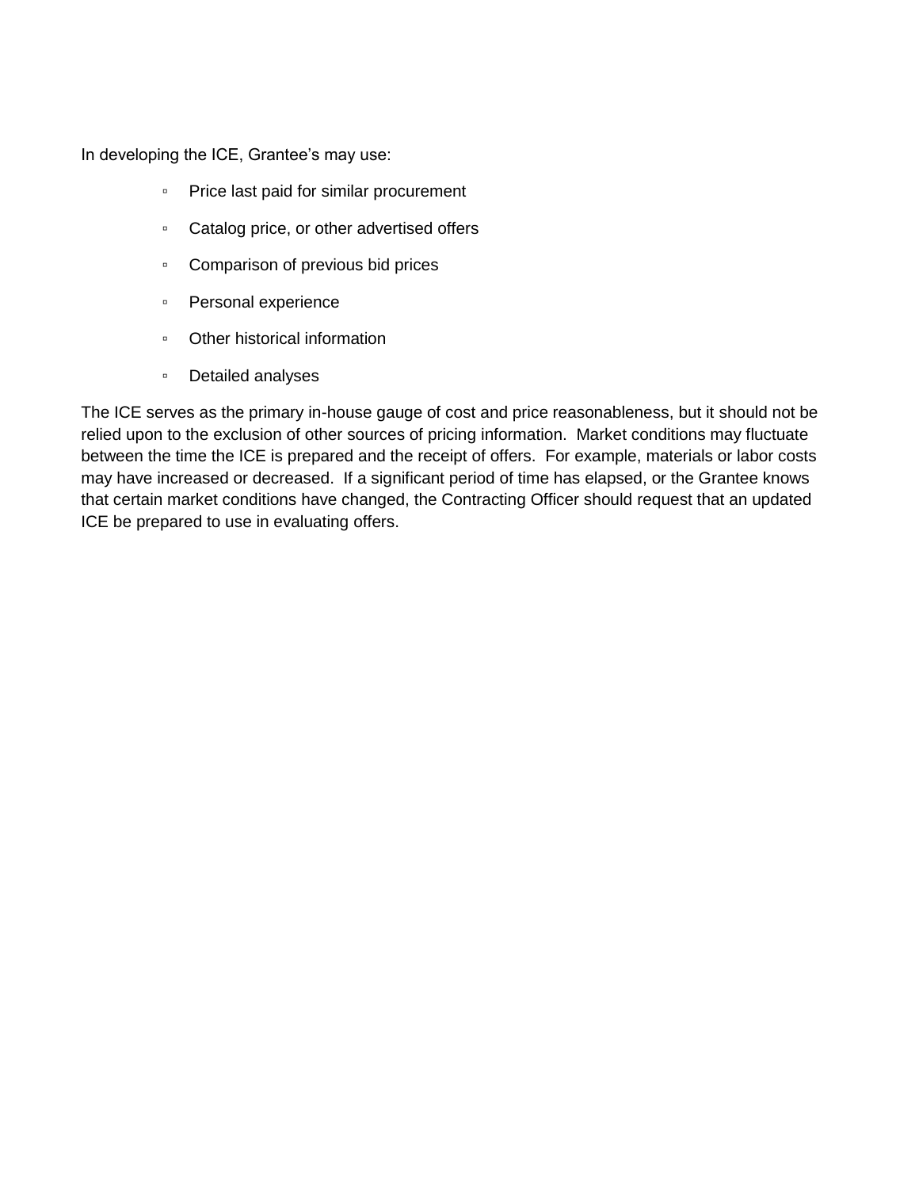In developing the ICE, Grantee's may use:

- Price last paid for similar procurement
- Catalog price, or other advertised offers
- Comparison of previous bid prices
- Personal experience
- Other historical information
- Detailed analyses

The ICE serves as the primary in-house gauge of cost and price reasonableness, but it should not be relied upon to the exclusion of other sources of pricing information. Market conditions may fluctuate between the time the ICE is prepared and the receipt of offers. For example, materials or labor costs may have increased or decreased. If a significant period of time has elapsed, or the Grantee knows that certain market conditions have changed, the Contracting Officer should request that an updated ICE be prepared to use in evaluating offers.